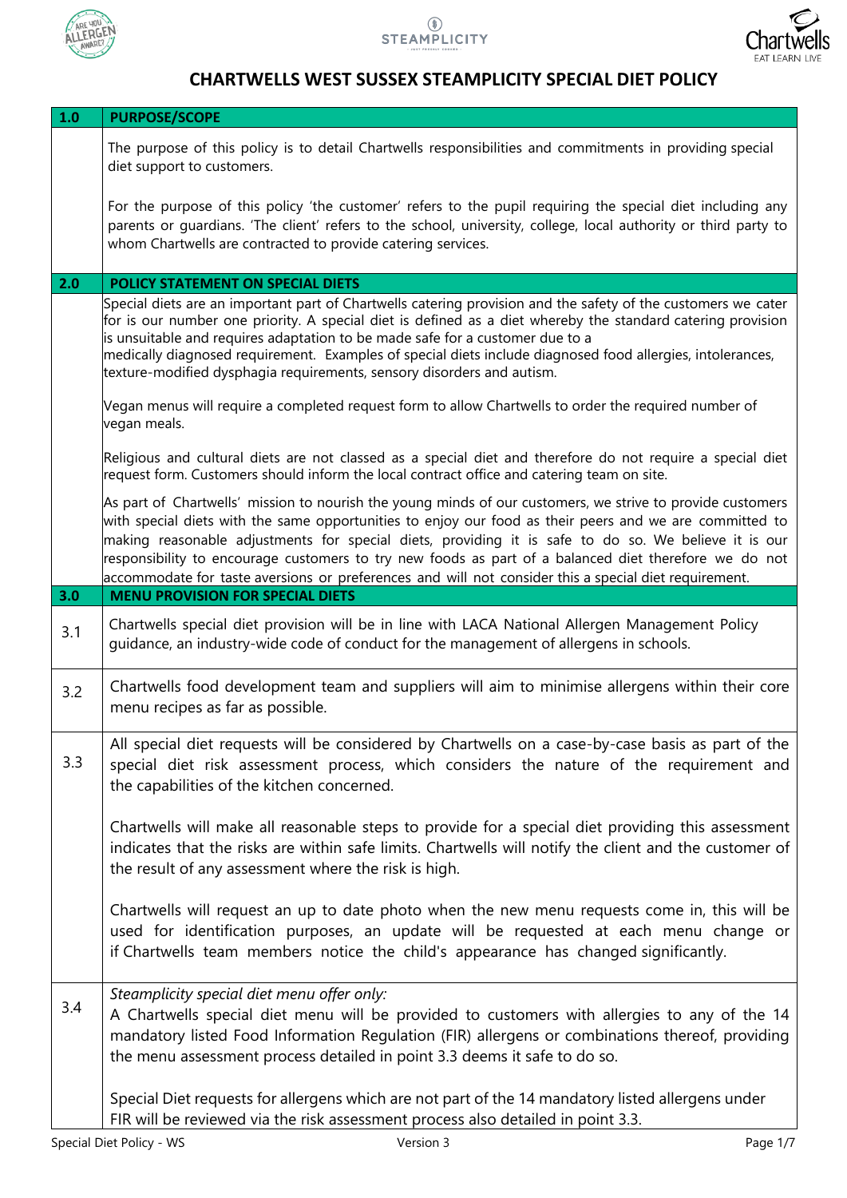# CHARTWELLS WEST SUSSEX STEAMPLICITY SPECIAL DIET POLICY

| **1.0** | **PURPOSE/SCOPE** |
|---|---|
| | The purpose of this policy is to detail Chartwells responsibilities and commitments in providing special diet support to customers.<br><br>For the purpose of this policy 'the customer' refers to the pupil requiring the special diet including any parents or guardians. 'The client' refers to the school, university, college, local authority or third party to whom Chartwells are contracted to provide catering services. |
| **2.0** | **POLICY STATEMENT ON SPECIAL DIETS** |
| | Special diets are an important part of Chartwells catering provision and the safety of the customers we cater for is our number one priority. A special diet is defined as a diet whereby the standard catering provision is unsuitable and requires adaptation to be made safe for a customer due to a medically diagnosed requirement. Examples of special diets include diagnosed food allergies, intolerances, texture-modified dysphagia requirements, sensory disorders and autism.<br><br>Vegan menus will require a completed request form to allow Chartwells to order the required number of vegan meals.<br><br>Religious and cultural diets are not classed as a special diet and therefore do not require a special diet request form. Customers should inform the local contract office and catering team on site.<br><br>As part of Chartwells' mission to nourish the young minds of our customers, we strive to provide customers with special diets with the same opportunities to enjoy our food as their peers and we are committed to making reasonable adjustments for special diets, providing it is safe to do so. We believe it is our responsibility to encourage customers to try new foods as part of a balanced diet therefore we do not accommodate for taste aversions or preferences and will not consider this a special diet requirement. |
| **3.0** | **MENU PROVISION FOR SPECIAL DIETS** |
| 3.1 | Chartwells special diet provision will be in line with LACA National Allergen Management Policy guidance, an industry-wide code of conduct for the management of allergens in schools. |
| 3.2 | Chartwells food development team and suppliers will aim to minimise allergens within their core menu recipes as far as possible. |
| 3.3 | All special diet requests will be considered by Chartwells on a case-by-case basis as part of the special diet risk assessment process, which considers the nature of the requirement and the capabilities of the kitchen concerned.<br><br>Chartwells will make all reasonable steps to provide for a special diet providing this assessment indicates that the risks are within safe limits. Chartwells will notify the client and the customer of the result of any assessment where the risk is high.<br><br>Chartwells will request an up to date photo when the new menu requests come in, this will be used for identification purposes, an update will be requested at each menu change or if Chartwells team members notice the child's appearance has changed significantly. |
| 3.4 | *Steamplicity special diet menu offer only:*<br>A Chartwells special diet menu will be provided to customers with allergies to any of the 14 mandatory listed Food Information Regulation (FIR) allergens or combinations thereof, providing the menu assessment process detailed in point 3.3 deems it safe to do so.<br><br>Special Diet requests for allergens which are not part of the 14 mandatory listed allergens under FIR will be reviewed via the risk assessment process also detailed in point 3.3. |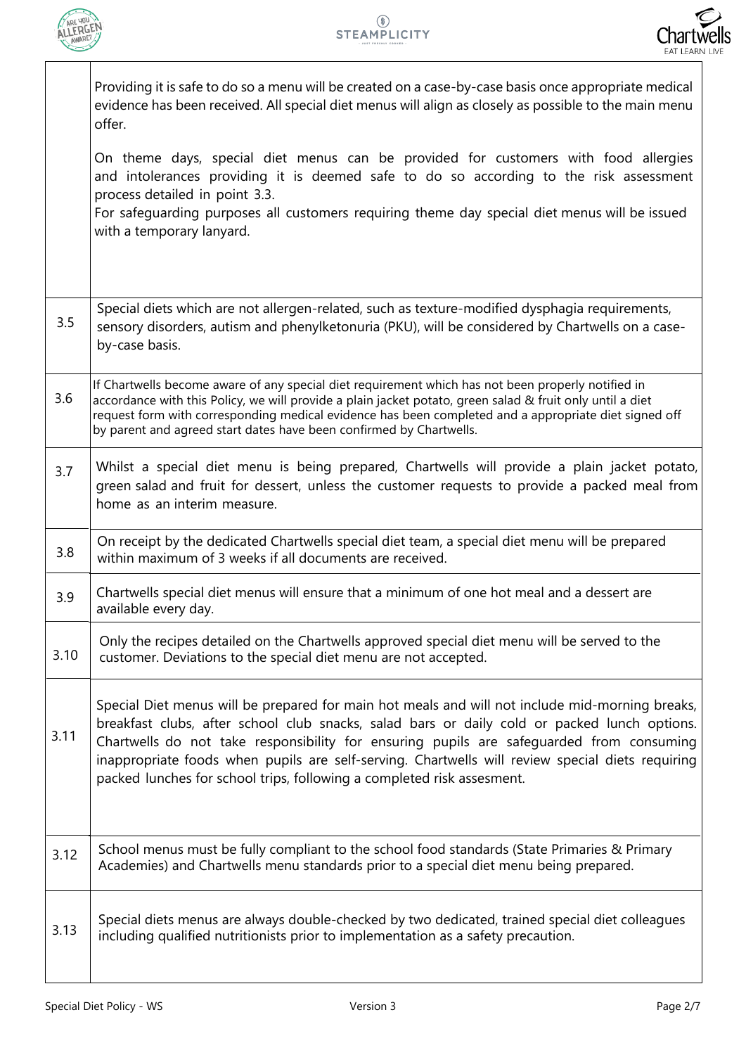| | |
|---|---|
| | Providing it is safe to do so a menu will be created on a case-by-case basis once appropriate medical evidence has been received. All special diet menus will align as closely as possible to the main menu offer.<br><br>On theme days, special diet menus can be provided for customers with food allergies and intolerances providing it is deemed safe to do so according to the risk assessment process detailed in point 3.3.<br>For safeguarding purposes all customers requiring theme day special diet menus will be issued with a temporary lanyard. |
| 3.5 | Special diets which are not allergen-related, such as texture-modified dysphagia requirements, sensory disorders, autism and phenylketonuria (PKU), will be considered by Chartwells on a case-by-case basis. |
| 3.6 | If Chartwells become aware of any special diet requirement which has not been properly notified in accordance with this Policy, we will provide a plain jacket potato, green salad & fruit only until a diet request form with corresponding medical evidence has been completed and a appropriate diet signed off by parent and agreed start dates have been confirmed by Chartwells. |
| 3.7 | Whilst a special diet menu is being prepared, Chartwells will provide a plain jacket potato, green salad and fruit for dessert, unless the customer requests to provide a packed meal from home as an interim measure. |
| 3.8 | On receipt by the dedicated Chartwells special diet team, a special diet menu will be prepared within maximum of 3 weeks if all documents are received. |
| 3.9 | Chartwells special diet menus will ensure that a minimum of one hot meal and a dessert are available every day. |
| 3.10 | Only the recipes detailed on the Chartwells approved special diet menu will be served to the customer. Deviations to the special diet menu are not accepted. |
| 3.11 | Special Diet menus will be prepared for main hot meals and will not include mid-morning breaks, breakfast clubs, after school club snacks, salad bars or daily cold or packed lunch options. Chartwells do not take responsibility for ensuring pupils are safeguarded from consuming inappropriate foods when pupils are self-serving. Chartwells will review special diets requiring packed lunches for school trips, following a completed risk assesment. |
| 3.12 | School menus must be fully compliant to the school food standards (State Primaries & Primary Academies) and Chartwells menu standards prior to a special diet menu being prepared. |
| 3.13 | Special diets menus are always double-checked by two dedicated, trained special diet colleagues including qualified nutritionists prior to implementation as a safety precaution. |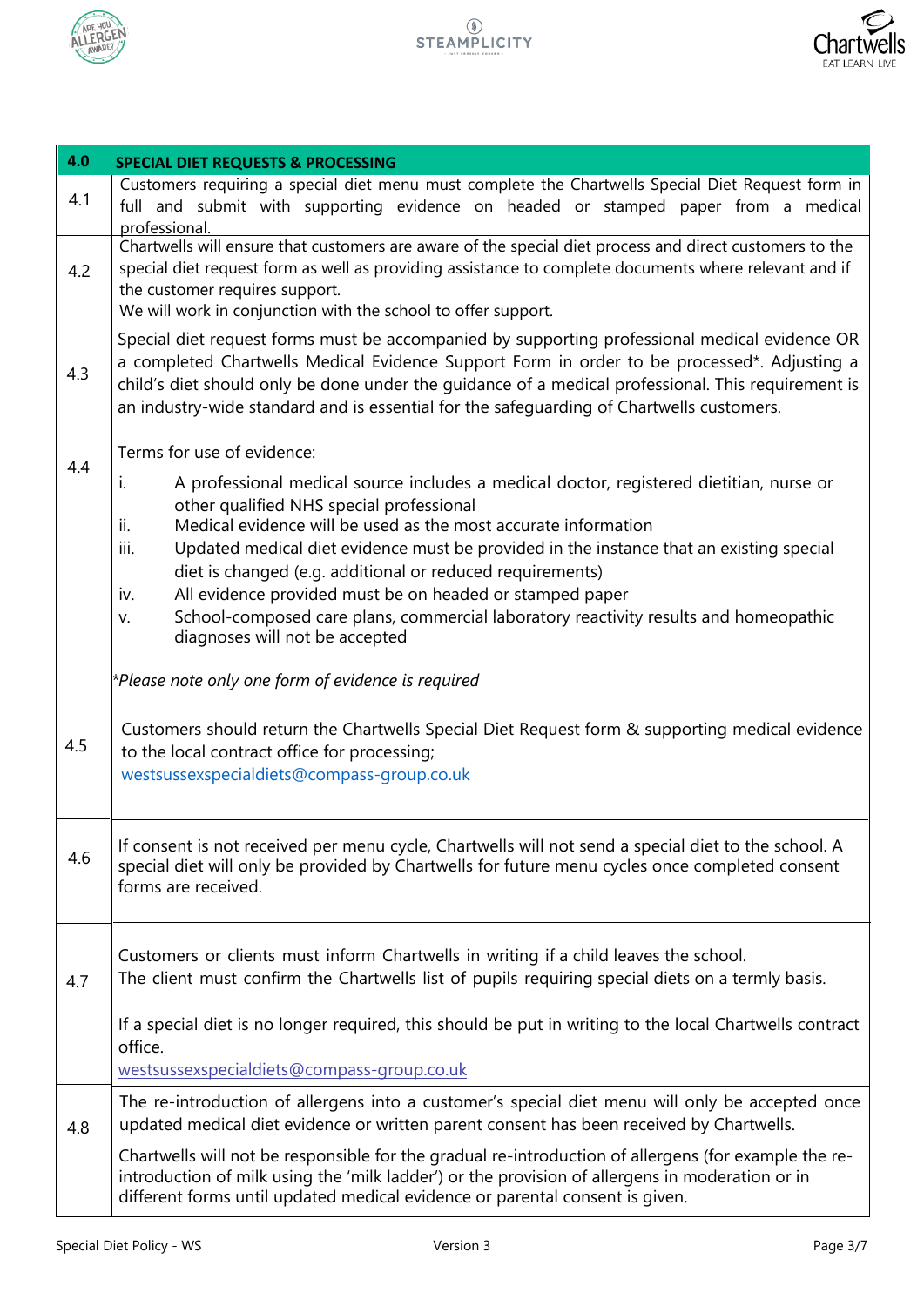| 4.0 | SPECIAL DIET REQUESTS & PROCESSING |
|---|---|
| 4.1 | Customers requiring a special diet menu must complete the Chartwells Special Diet Request form in full and submit with supporting evidence on headed or stamped paper from a medical professional. |
| 4.2 | Chartwells will ensure that customers are aware of the special diet process and direct customers to the special diet request form as well as providing assistance to complete documents where relevant and if the customer requires support.<br>We will work in conjunction with the school to offer support. |
| 4.3 | Special diet request forms must be accompanied by supporting professional medical evidence OR a completed Chartwells Medical Evidence Support Form in order to be processed*. Adjusting a child's diet should only be done under the guidance of a medical professional. This requirement is an industry-wide standard and is essential for the safeguarding of Chartwells customers. |
| 4.4 | Terms for use of evidence:<br>i. A professional medical source includes a medical doctor, registered dietitian, nurse or other qualified NHS special professional<br>ii. Medical evidence will be used as the most accurate information<br>iii. Updated medical diet evidence must be provided in the instance that an existing special diet is changed (e.g. additional or reduced requirements)<br>iv. All evidence provided must be on headed or stamped paper<br>v. School-composed care plans, commercial laboratory reactivity results and homeopathic diagnoses will not be accepted<br><br>*\*Please note only one form of evidence is required* |
| 4.5 | Customers should return the Chartwells Special Diet Request form & supporting medical evidence to the local contract office for processing;<br>westsussexspecialdiets@compass-group.co.uk |
| 4.6 | If consent is not received per menu cycle, Chartwells will not send a special diet to the school. A special diet will only be provided by Chartwells for future menu cycles once completed consent forms are received. |
| 4.7 | Customers or clients must inform Chartwells in writing if a child leaves the school.<br>The client must confirm the Chartwells list of pupils requiring special diets on a termly basis.<br><br>If a special diet is no longer required, this should be put in writing to the local Chartwells contract office.<br>westsussexspecialdiets@compass-group.co.uk |
| 4.8 | The re-introduction of allergens into a customer's special diet menu will only be accepted once updated medical diet evidence or written parent consent has been received by Chartwells.<br><br>Chartwells will not be responsible for the gradual re-introduction of allergens (for example the re-introduction of milk using the 'milk ladder') or the provision of allergens in moderation or in different forms until updated medical evidence or parental consent is given. |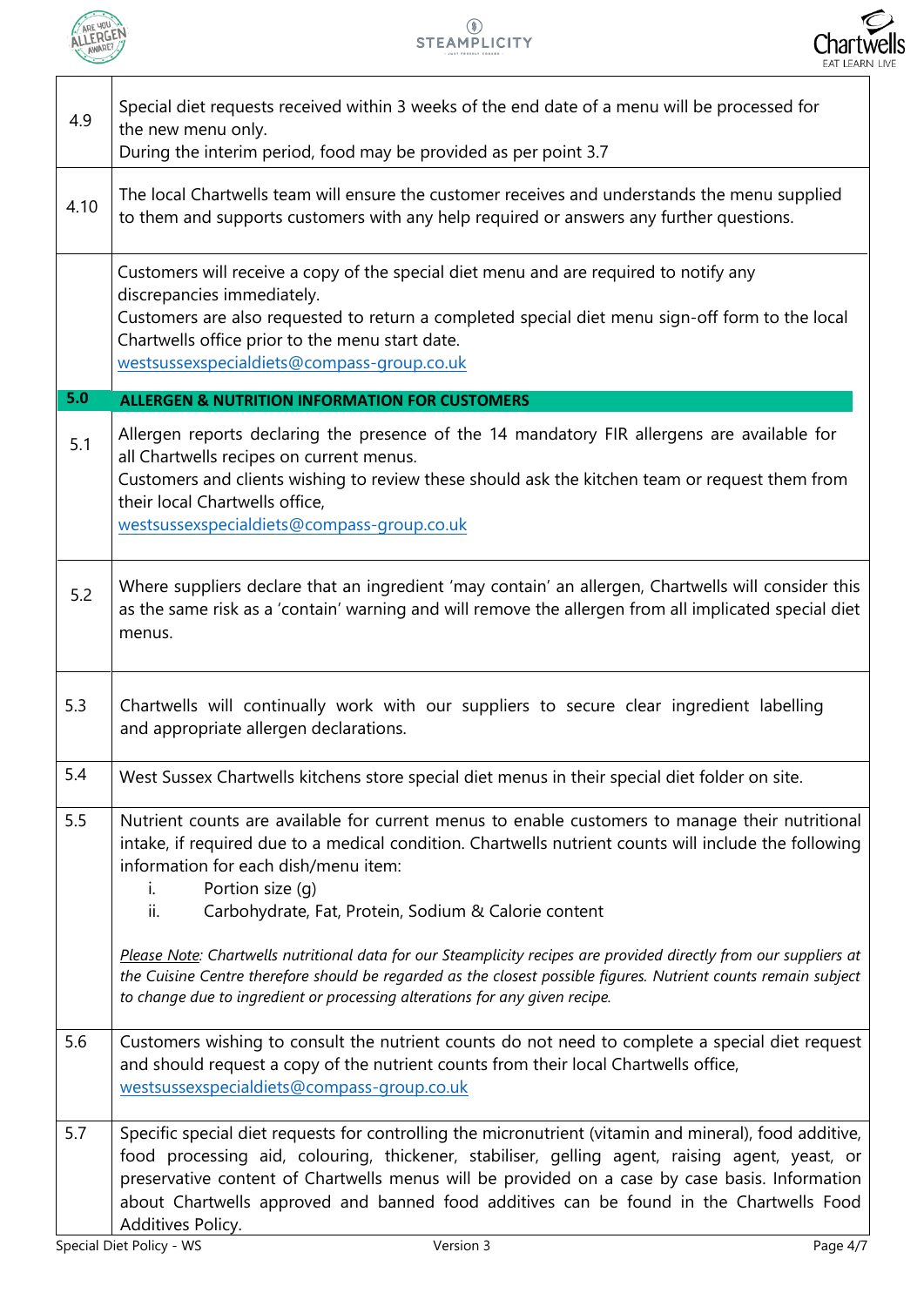| | |
|---|---|
| 4.9 | Special diet requests received within 3 weeks of the end date of a menu will be processed for the new menu only.<br>During the interim period, food may be provided as per point 3.7 |
| 4.10 | The local Chartwells team will ensure the customer receives and understands the menu supplied to them and supports customers with any help required or answers any further questions. |
| | Customers will receive a copy of the special diet menu and are required to notify any discrepancies immediately.<br>Customers are also requested to return a completed special diet menu sign-off form to the local Chartwells office prior to the menu start date.<br>westsussexspecialdiets@compass-group.co.uk |
| **5.0** | **ALLERGEN & NUTRITION INFORMATION FOR CUSTOMERS** |
| 5.1 | Allergen reports declaring the presence of the 14 mandatory FIR allergens are available for all Chartwells recipes on current menus.<br>Customers and clients wishing to review these should ask the kitchen team or request them from their local Chartwells office,<br>westsussexspecialdiets@compass-group.co.uk |
| 5.2 | Where suppliers declare that an ingredient 'may contain' an allergen, Chartwells will consider this as the same risk as a 'contain' warning and will remove the allergen from all implicated special diet menus. |
| 5.3 | Chartwells will continually work with our suppliers to secure clear ingredient labelling and appropriate allergen declarations. |
| 5.4 | West Sussex Chartwells kitchens store special diet menus in their special diet folder on site. |
| 5.5 | Nutrient counts are available for current menus to enable customers to manage their nutritional intake, if required due to a medical condition. Chartwells nutrient counts will include the following information for each dish/menu item:<br>i. Portion size (g)<br>ii. Carbohydrate, Fat, Protein, Sodium & Calorie content<br><br>*<u>Please Note</u>: Chartwells nutritional data for our Steamplicity recipes are provided directly from our suppliers at the Cuisine Centre therefore should be regarded as the closest possible figures. Nutrient counts remain subject to change due to ingredient or processing alterations for any given recipe.* |
| 5.6 | Customers wishing to consult the nutrient counts do not need to complete a special diet request and should request a copy of the nutrient counts from their local Chartwells office,<br>westsussexspecialdiets@compass-group.co.uk |
| 5.7 | Specific special diet requests for controlling the micronutrient (vitamin and mineral), food additive, food processing aid, colouring, thickener, stabiliser, gelling agent, raising agent, yeast, or preservative content of Chartwells menus will be provided on a case by case basis. Information about Chartwells approved and banned food additives can be found in the Chartwells Food Additives Policy. |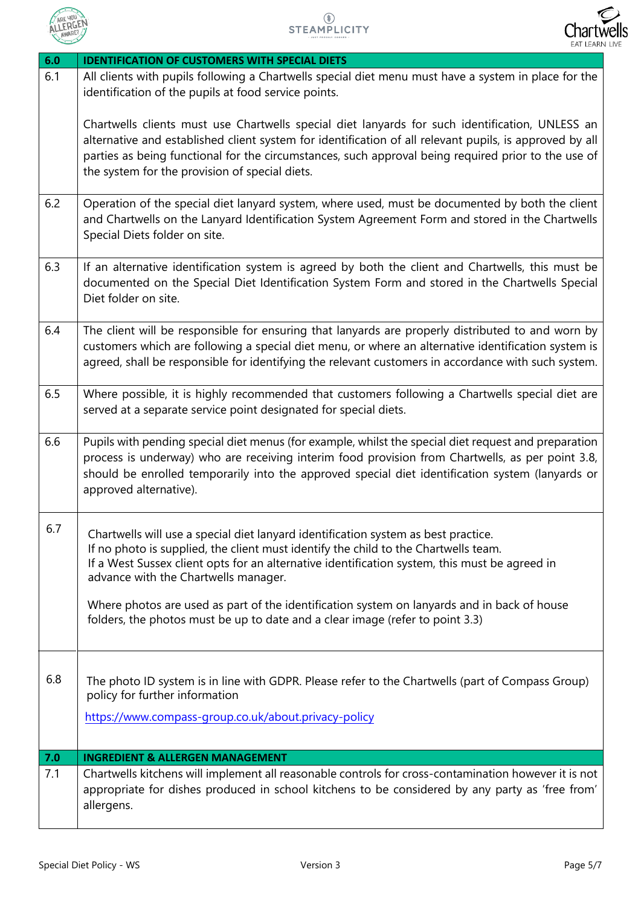| 6.0 | IDENTIFICATION OF CUSTOMERS WITH SPECIAL DIETS |
|---|---|
| 6.1 | All clients with pupils following a Chartwells special diet menu must have a system in place for the identification of the pupils at food service points.<br><br>Chartwells clients must use Chartwells special diet lanyards for such identification, UNLESS an alternative and established client system for identification of all relevant pupils, is approved by all parties as being functional for the circumstances, such approval being required prior to the use of the system for the provision of special diets. |
| 6.2 | Operation of the special diet lanyard system, where used, must be documented by both the client and Chartwells on the Lanyard Identification System Agreement Form and stored in the Chartwells Special Diets folder on site. |
| 6.3 | If an alternative identification system is agreed by both the client and Chartwells, this must be documented on the Special Diet Identification System Form and stored in the Chartwells Special Diet folder on site. |
| 6.4 | The client will be responsible for ensuring that lanyards are properly distributed to and worn by customers which are following a special diet menu, or where an alternative identification system is agreed, shall be responsible for identifying the relevant customers in accordance with such system. |
| 6.5 | Where possible, it is highly recommended that customers following a Chartwells special diet are served at a separate service point designated for special diets. |
| 6.6 | Pupils with pending special diet menus (for example, whilst the special diet request and preparation process is underway) who are receiving interim food provision from Chartwells, as per point 3.8, should be enrolled temporarily into the approved special diet identification system (lanyards or approved alternative). |
| 6.7 | Chartwells will use a special diet lanyard identification system as best practice.<br>If no photo is supplied, the client must identify the child to the Chartwells team.<br>If a West Sussex client opts for an alternative identification system, this must be agreed in advance with the Chartwells manager.<br><br>Where photos are used as part of the identification system on lanyards and in back of house folders, the photos must be up to date and a clear image (refer to point 3.3) |
| 6.8 | The photo ID system is in line with GDPR. Please refer to the Chartwells (part of Compass Group) policy for further information<br><br>https://www.compass-group.co.uk/about.privacy-policy |
| **7.0** | **INGREDIENT & ALLERGEN MANAGEMENT** |
| 7.1 | Chartwells kitchens will implement all reasonable controls for cross-contamination however it is not appropriate for dishes produced in school kitchens to be considered by any party as 'free from' allergens. |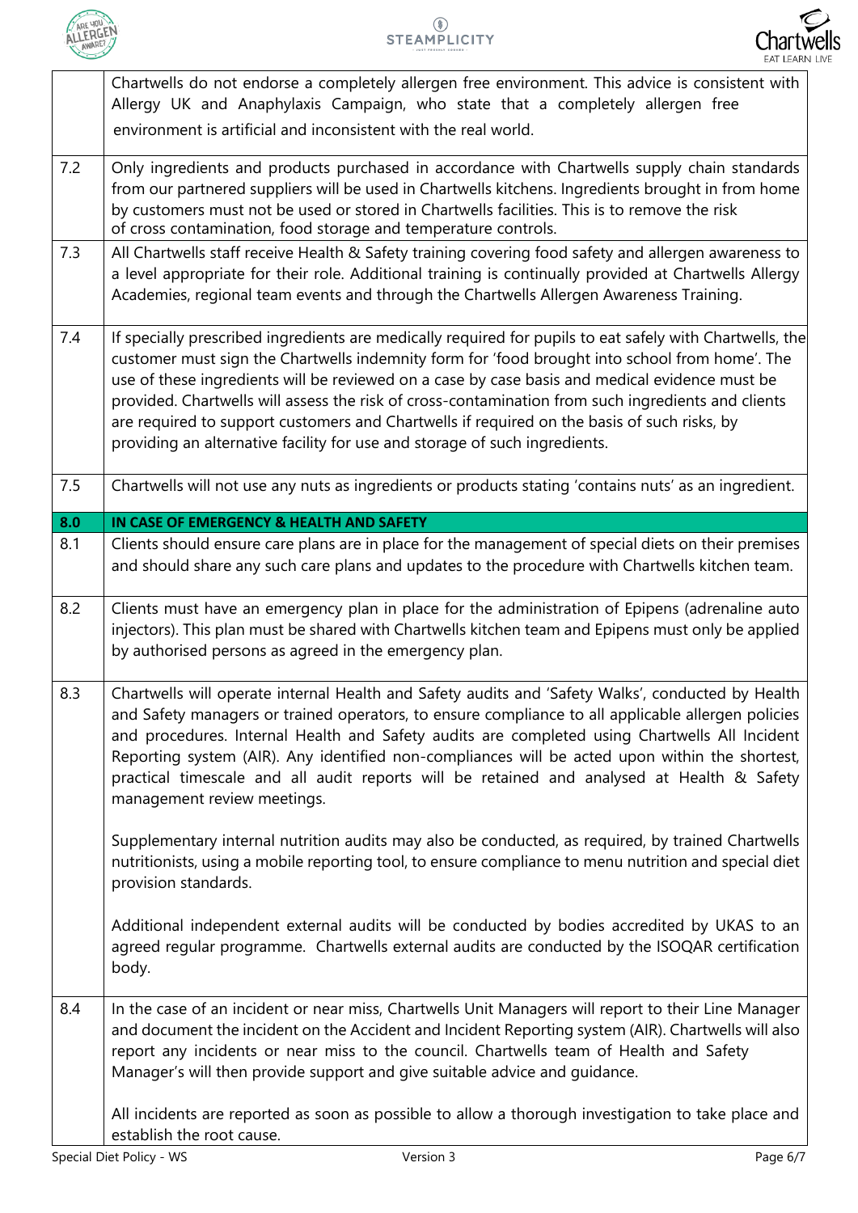| | |
|---|---|
| | Chartwells do not endorse a completely allergen free environment. This advice is consistent with Allergy UK and Anaphylaxis Campaign, who state that a completely allergen free environment is artificial and inconsistent with the real world. |
| 7.2 | Only ingredients and products purchased in accordance with Chartwells supply chain standards from our partnered suppliers will be used in Chartwells kitchens. Ingredients brought in from home by customers must not be used or stored in Chartwells facilities. This is to remove the risk of cross contamination, food storage and temperature controls. |
| 7.3 | All Chartwells staff receive Health & Safety training covering food safety and allergen awareness to a level appropriate for their role. Additional training is continually provided at Chartwells Allergy Academies, regional team events and through the Chartwells Allergen Awareness Training. |
| 7.4 | If specially prescribed ingredients are medically required for pupils to eat safely with Chartwells, the customer must sign the Chartwells indemnity form for 'food brought into school from home'. The use of these ingredients will be reviewed on a case by case basis and medical evidence must be provided. Chartwells will assess the risk of cross-contamination from such ingredients and clients are required to support customers and Chartwells if required on the basis of such risks, by providing an alternative facility for use and storage of such ingredients. |
| 7.5 | Chartwells will not use any nuts as ingredients or products stating 'contains nuts' as an ingredient. |
| **8.0** | **IN CASE OF EMERGENCY & HEALTH AND SAFETY** |
| 8.1 | Clients should ensure care plans are in place for the management of special diets on their premises and should share any such care plans and updates to the procedure with Chartwells kitchen team. |
| 8.2 | Clients must have an emergency plan in place for the administration of Epipens (adrenaline auto injectors). This plan must be shared with Chartwells kitchen team and Epipens must only be applied by authorised persons as agreed in the emergency plan. |
| 8.3 | Chartwells will operate internal Health and Safety audits and 'Safety Walks', conducted by Health and Safety managers or trained operators, to ensure compliance to all applicable allergen policies and procedures. Internal Health and Safety audits are completed using Chartwells All Incident Reporting system (AIR). Any identified non-compliances will be acted upon within the shortest, practical timescale and all audit reports will be retained and analysed at Health & Safety management review meetings.<br><br>Supplementary internal nutrition audits may also be conducted, as required, by trained Chartwells nutritionists, using a mobile reporting tool, to ensure compliance to menu nutrition and special diet provision standards.<br><br>Additional independent external audits will be conducted by bodies accredited by UKAS to an agreed regular programme. Chartwells external audits are conducted by the ISOQAR certification body. |
| 8.4 | In the case of an incident or near miss, Chartwells Unit Managers will report to their Line Manager and document the incident on the Accident and Incident Reporting system (AIR). Chartwells will also report any incidents or near miss to the council. Chartwells team of Health and Safety Manager's will then provide support and give suitable advice and guidance.<br><br>All incidents are reported as soon as possible to allow a thorough investigation to take place and establish the root cause. |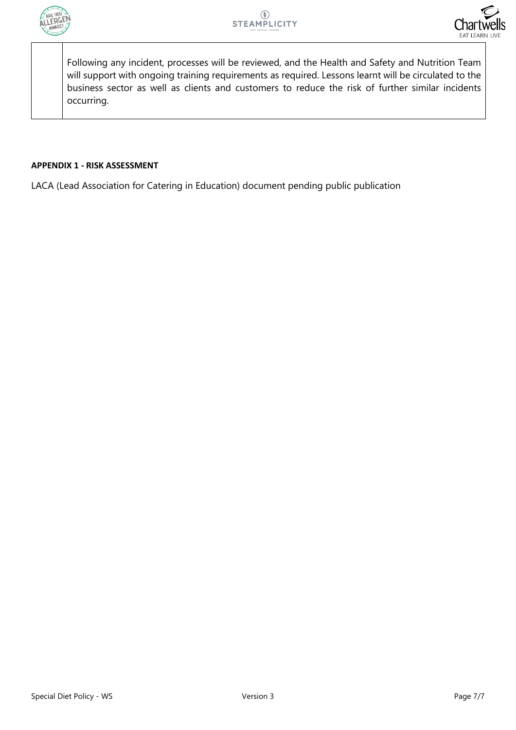| | |
|---|---|
| | Following any incident, processes will be reviewed, and the Health and Safety and Nutrition Team will support with ongoing training requirements as required. Lessons learnt will be circulated to the business sector as well as clients and customers to reduce the risk of further similar incidents occurring. |

**APPENDIX 1 - RISK ASSESSMENT**

LACA (Lead Association for Catering in Education) document pending public publication